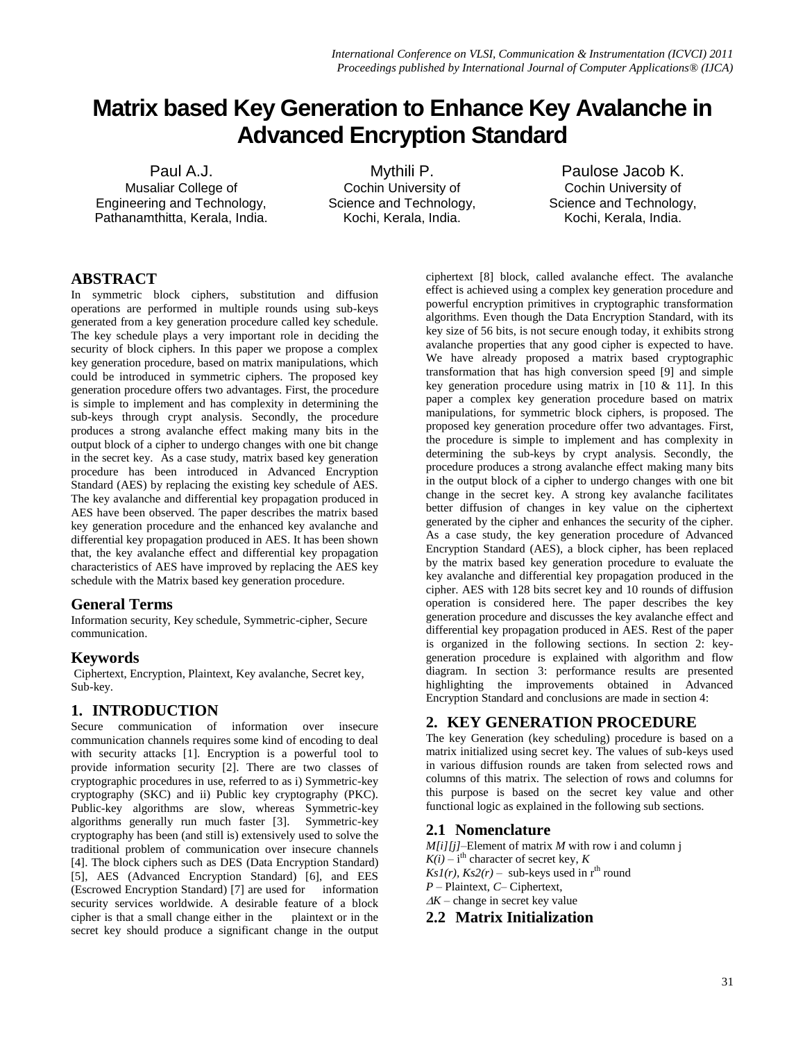# Matrix based Key Generation to Enhance Key Avalanche in Advanced Encryption Standard

Paul A.J.
Musaliar College of Engineering and Technology, Pathanamthitta, Kerala, India.

Mythili P.
Cochin University of Science and Technology, Kochi, Kerala, India.

Paulose Jacob K.
Cochin University of Science and Technology, Kochi, Kerala, India.

## ABSTRACT

In symmetric block ciphers, substitution and diffusion operations are performed in multiple rounds using sub-keys generated from a key generation procedure called key schedule. The key schedule plays a very important role in deciding the security of block ciphers. In this paper we propose a complex key generation procedure, based on matrix manipulations, which could be introduced in symmetric ciphers. The proposed key generation procedure offers two advantages. First, the procedure is simple to implement and has complexity in determining the sub-keys through crypt analysis. Secondly, the procedure produces a strong avalanche effect making many bits in the output block of a cipher to undergo changes with one bit change in the secret key. As a case study, matrix based key generation procedure has been introduced in Advanced Encryption Standard (AES) by replacing the existing key schedule of AES. The key avalanche and differential key propagation produced in AES have been observed. The paper describes the matrix based key generation procedure and the enhanced key avalanche and differential key propagation produced in AES. It has been shown that, the key avalanche effect and differential key propagation characteristics of AES have improved by replacing the AES key schedule with the Matrix based key generation procedure.

## General Terms

Information security, Key schedule, Symmetric-cipher, Secure communication.

## Keywords

Ciphertext, Encryption, Plaintext, Key avalanche, Secret key, Sub-key.

## 1. INTRODUCTION

Secure communication of information over insecure communication channels requires some kind of encoding to deal with security attacks [1]. Encryption is a powerful tool to provide information security [2]. There are two classes of cryptographic procedures in use, referred to as i) Symmetric-key cryptography (SKC) and ii) Public key cryptography (PKC). Public-key algorithms are slow, whereas Symmetric-key algorithms generally run much faster [3]. Symmetric-key cryptography has been (and still is) extensively used to solve the traditional problem of communication over insecure channels [4]. The block ciphers such as DES (Data Encryption Standard) [5], AES (Advanced Encryption Standard) [6], and EES (Escrowed Encryption Standard) [7] are used for information security services worldwide. A desirable feature of a block cipher is that a small change either in the plaintext or in the secret key should produce a significant change in the output ciphertext [8] block, called avalanche effect. The avalanche effect is achieved using a complex key generation procedure and powerful encryption primitives in cryptographic transformation algorithms. Even though the Data Encryption Standard, with its key size of 56 bits, is not secure enough today, it exhibits strong avalanche properties that any good cipher is expected to have. We have already proposed a matrix based cryptographic transformation that has high conversion speed [9] and simple key generation procedure using matrix in [10 & 11]. In this paper a complex key generation procedure based on matrix manipulations, for symmetric block ciphers, is proposed. The proposed key generation procedure offer two advantages. First, the procedure is simple to implement and has complexity in determining the sub-keys by crypt analysis. Secondly, the procedure produces a strong avalanche effect making many bits in the output block of a cipher to undergo changes with one bit change in the secret key. A strong key avalanche facilitates better diffusion of changes in key value on the ciphertext generated by the cipher and enhances the security of the cipher. As a case study, the key generation procedure of Advanced Encryption Standard (AES), a block cipher, has been replaced by the matrix based key generation procedure to evaluate the key avalanche and differential key propagation produced in the cipher. AES with 128 bits secret key and 10 rounds of diffusion operation is considered here. The paper describes the key generation procedure and discusses the key avalanche effect and differential key propagation produced in AES. Rest of the paper is organized in the following sections. In section 2: key-generation procedure is explained with algorithm and flow diagram. In section 3: performance results are presented highlighting the improvements obtained in Advanced Encryption Standard and conclusions are made in section 4:

## 2. KEY GENERATION PROCEDURE

The key Generation (key scheduling) procedure is based on a matrix initialized using secret key. The values of sub-keys used in various diffusion rounds are taken from selected rows and columns of this matrix. The selection of rows and columns for this purpose is based on the secret key value and other functional logic as explained in the following sub sections.

### 2.1 Nomenclature

*M[i][j]*–Element of matrix *M* with row i and column j
*K(i)* – $i^{th}$ character of secret key, *K*
*Ks1(r)*, *Ks2(r)* – sub-keys used in $r^{th}$ round
*P* – Plaintext, *C*– Ciphertext,
$\Delta K$ – change in secret key value

### 2.2 Matrix Initialization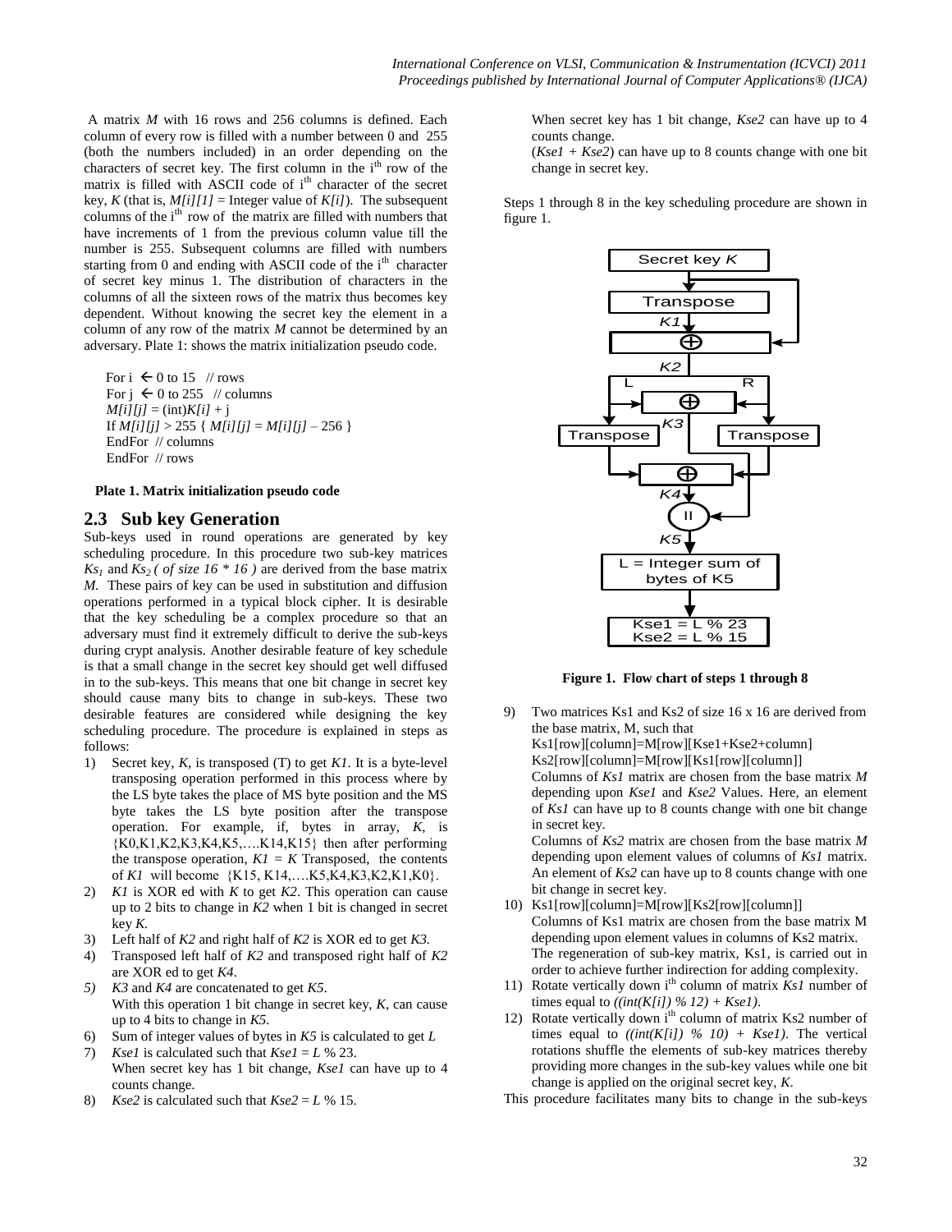A matrix *M* with 16 rows and 256 columns is defined. Each column of every row is filled with a number between 0 and 255 (both the numbers included) in an order depending on the characters of secret key. The first column in the i[th] row of the matrix is filled with ASCII code of i[th] character of the secret key, *K* (that is, *M[i][1]* = Integer value of *K[i]*). The subsequent columns of the i[th] row of the matrix are filled with numbers that have increments of 1 from the previous column value till the number is 255. Subsequent columns are filled with numbers starting from 0 and ending with ASCII code of the i[th] character of secret key minus 1. The distribution of characters in the columns of all the sixteen rows of the matrix thus becomes key dependent. Without knowing the secret key the element in a column of any row of the matrix *M* cannot be determined by an adversary. Plate 1: shows the matrix initialization pseudo code.

```
For i ← 0 to 15   // rows
For j ← 0 to 255   // columns
M[i][j] = (int)K[i] + j
If M[i][j] > 255 { M[i][j] = M[i][j] – 256 }
EndFor  // columns
EndFor  // rows
```

**Plate 1. Matrix initialization pseudo code**

## 2.3 Sub key Generation

Sub-keys used in round operations are generated by key scheduling procedure. In this procedure two sub-key matrices $Ks_1$ and $Ks_2$ *( of size 16 \* 16 )* are derived from the base matrix *M.* These pairs of key can be used in substitution and diffusion operations performed in a typical block cipher. It is desirable that the key scheduling be a complex procedure so that an adversary must find it extremely difficult to derive the sub-keys during crypt analysis. Another desirable feature of key schedule is that a small change in the secret key should get well diffused in to the sub-keys. This means that one bit change in secret key should cause many bits to change in sub-keys. These two desirable features are considered while designing the key scheduling procedure. The procedure is explained in steps as follows:

1) Secret key, *K*, is transposed (T) to get *K1*. It is a byte-level transposing operation performed in this process where by the LS byte takes the place of MS byte position and the MS byte takes the LS byte position after the transpose operation. For example, if, bytes in array, *K*, is {K0,K1,K2,K3,K4,K5,….K14,K15} then after performing the transpose operation, *K1 = K* Transposed, the contents of *K1* will become {K15, K14,….K5,K4,K3,K2,K1,K0}.
2) *K1* is XOR ed with *K* to get *K2*. This operation can cause up to 2 bits to change in *K2* when 1 bit is changed in secret key *K.*
3) Left half of *K2* and right half of *K2* is XOR ed to get *K3.*
4) Transposed left half of *K2* and transposed right half of *K2* are XOR ed to get *K4*.
5) *K3* and *K4* are concatenated to get *K5*.
   With this operation 1 bit change in secret key, *K*, can cause up to 4 bits to change in *K5.*
6) Sum of integer values of bytes in *K5* is calculated to get *L*
7) *Kse1* is calculated such that *Kse1* = *L* % 23.
   When secret key has 1 bit change, *Kse1* can have up to 4 counts change.
8) *Kse2* is calculated such that *Kse2* = *L* % 15.
   When secret key has 1 bit change, *Kse2* can have up to 4 counts change.
   (*Kse1 + Kse2*) can have up to 8 counts change with one bit change in secret key.

Steps 1 through 8 in the key scheduling procedure are shown in figure 1.

**Figure 1. Flow chart of steps 1 through 8**

9) Two matrices Ks1 and Ks2 of size 16 x 16 are derived from the base matrix, M, such that
   Ks1[row][column]=M[row][Kse1+Kse2+column]
   Ks2[row][column]=M[row][Ks1[row][column]]
   Columns of *Ks1* matrix are chosen from the base matrix *M* depending upon *Kse1* and *Kse2* Values. Here, an element of *Ks1* can have up to 8 counts change with one bit change in secret key.
   Columns of *Ks2* matrix are chosen from the base matrix *M* depending upon element values of columns of *Ks1* matrix. An element of *Ks2* can have up to 8 counts change with one bit change in secret key.
10) Ks1[row][column]=M[row][Ks2[row][column]]
    Columns of Ks1 matrix are chosen from the base matrix M depending upon element values in columns of Ks2 matrix. The regeneration of sub-key matrix, Ks1, is carried out in order to achieve further indirection for adding complexity.
11) Rotate vertically down i[th] column of matrix *Ks1* number of times equal to *((int(K[i]) % 12) + Kse1)*.
12) Rotate vertically down i[th] column of matrix Ks2 number of times equal to *((int(K[i]) % 10) + Kse1)*. The vertical rotations shuffle the elements of sub-key matrices thereby providing more changes in the sub-key values while one bit change is applied on the original secret key, *K*.

This procedure facilitates many bits to change in the sub-keys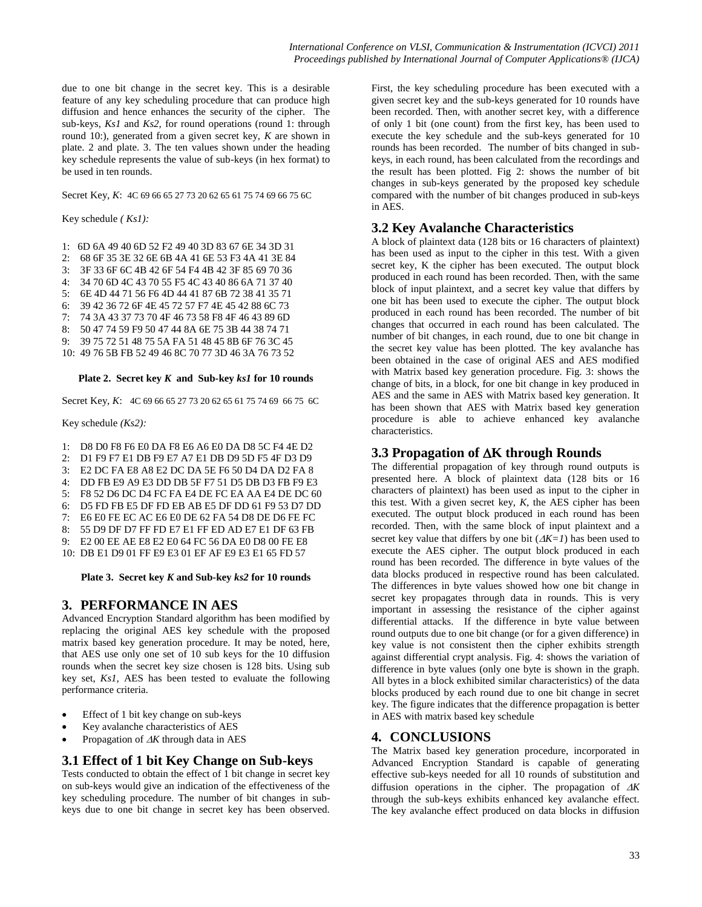due to one bit change in the secret key. This is a desirable feature of any key scheduling procedure that can produce high diffusion and hence enhances the security of the cipher. The sub-keys, *Ks1* and *Ks2*, for round operations (round 1: through round 10:), generated from a given secret key, *K* are shown in plate. 2 and plate. 3. The ten values shown under the heading key schedule represents the value of sub-keys (in hex format) to be used in ten rounds.

Secret Key, *K*: 4C 69 66 65 27 73 20 62 65 61 75 74 69 66 75 6C

Key schedule *( Ks1):*

1: 6D 6A 49 40 6D 52 F2 49 40 3D 83 67 6E 34 3D 31
2: 68 6F 35 3E 32 6E 6B 4A 41 6E 53 F3 4A 41 3E 84
3: 3F 33 6F 6C 4B 42 6F 54 F4 4B 42 3F 85 69 70 36
4: 34 70 6D 4C 43 70 55 F5 4C 43 40 86 6A 71 37 40
5: 6E 4D 44 71 56 F6 4D 44 41 87 6B 72 38 41 35 71
6: 39 42 36 72 6F 4E 45 72 57 F7 4E 45 42 88 6C 73
7: 74 3A 43 37 73 70 4F 46 73 58 F8 4F 46 43 89 6D
8: 50 47 74 59 F9 50 47 44 8A 6E 75 3B 44 38 74 71
9: 39 75 72 51 48 75 5A FA 51 48 45 8B 6F 76 3C 45
10: 49 76 5B FB 52 49 46 8C 70 77 3D 46 3A 76 73 52

**Plate 2. Secret key *K* and Sub-key *ks1* for 10 rounds**

Secret Key, *K*: 4C 69 66 65 27 73 20 62 65 61 75 74 69 66 75 6C

Key schedule *(Ks2):*

1: D8 D0 F8 F6 E0 DA F8 E6 A6 E0 DA D8 5C F4 4E D2
2: D1 F9 F7 E1 DB F9 E7 A7 E1 DB D9 5D F5 4F D3 D9
3: E2 DC FA E8 A8 E2 DC DA 5E F6 50 D4 DA D2 FA 8
4: DD FB E9 A9 E3 DD DB 5F F7 51 D5 DB D3 FB F9 E3
5: F8 52 D6 DC D4 FC FA E4 DE FC EA AA E4 DE DC 60
6: D5 FD FB E5 DF FD EB AB E5 DF DD 61 F9 53 D7 DD
7: E6 E0 FE EC AC E6 E0 DE 62 FA 54 D8 DE D6 FE FC
8: 55 D9 DF D7 FF FD E7 E1 FF ED AD E7 E1 DF 63 FB
9: E2 00 EE AE E8 E2 E0 64 FC 56 DA E0 D8 00 FE E8
10: DB E1 D9 01 FF E9 E3 01 EF AF E9 E3 E1 65 FD 57

**Plate 3. Secret key *K* and Sub-key *ks2* for 10 rounds**

## 3. PERFORMANCE IN AES

Advanced Encryption Standard algorithm has been modified by replacing the original AES key schedule with the proposed matrix based key generation procedure. It may be noted, here, that AES use only one set of 10 sub keys for the 10 diffusion rounds when the secret key size chosen is 128 bits. Using sub key set, *Ks1*, AES has been tested to evaluate the following performance criteria.

- Effect of 1 bit key change on sub-keys
- Key avalanche characteristics of AES
- Propagation of $\Delta K$ through data in AES

### 3.1 Effect of 1 bit Key Change on Sub-keys

Tests conducted to obtain the effect of 1 bit change in secret key on sub-keys would give an indication of the effectiveness of the key scheduling procedure. The number of bit changes in sub-keys due to one bit change in secret key has been observed. First, the key scheduling procedure has been executed with a given secret key and the sub-keys generated for 10 rounds have been recorded. Then, with another secret key, with a difference of only 1 bit (one count) from the first key, has been used to execute the key schedule and the sub-keys generated for 10 rounds has been recorded. The number of bits changed in sub-keys, in each round, has been calculated from the recordings and the result has been plotted. Fig 2: shows the number of bit changes in sub-keys generated by the proposed key schedule compared with the number of bit changes produced in sub-keys in AES.

### 3.2 Key Avalanche Characteristics

A block of plaintext data (128 bits or 16 characters of plaintext) has been used as input to the cipher in this test. With a given secret key, K the cipher has been executed. The output block produced in each round has been recorded. Then, with the same block of input plaintext, and a secret key value that differs by one bit has been used to execute the cipher. The output block produced in each round has been recorded. The number of bit changes that occurred in each round has been calculated. The number of bit changes, in each round, due to one bit change in the secret key value has been plotted. The key avalanche has been obtained in the case of original AES and AES modified with Matrix based key generation procedure. Fig. 3: shows the change of bits, in a block, for one bit change in key produced in AES and the same in AES with Matrix based key generation. It has been shown that AES with Matrix based key generation procedure is able to achieve enhanced key avalanche characteristics.

### 3.3 Propagation of $\Delta$K through Rounds

The differential propagation of key through round outputs is presented here. A block of plaintext data (128 bits or 16 characters of plaintext) has been used as input to the cipher in this test. With a given secret key, *K*, the AES cipher has been executed. The output block produced in each round has been recorded. Then, with the same block of input plaintext and a secret key value that differs by one bit ($\Delta K=1$) has been used to execute the AES cipher. The output block produced in each round has been recorded. The difference in byte values of the data blocks produced in respective round has been calculated. The differences in byte values showed how one bit change in secret key propagates through data in rounds. This is very important in assessing the resistance of the cipher against differential attacks. If the difference in byte value between round outputs due to one bit change (or for a given difference) in key value is not consistent then the cipher exhibits strength against differential crypt analysis. Fig. 4: shows the variation of difference in byte values (only one byte is shown in the graph. All bytes in a block exhibited similar characteristics) of the data blocks produced by each round due to one bit change in secret key. The figure indicates that the difference propagation is better in AES with matrix based key schedule

## 4. CONCLUSIONS

The Matrix based key generation procedure, incorporated in Advanced Encryption Standard is capable of generating effective sub-keys needed for all 10 rounds of substitution and diffusion operations in the cipher. The propagation of $\Delta K$ through the sub-keys exhibits enhanced key avalanche effect. The key avalanche effect produced on data blocks in diffusion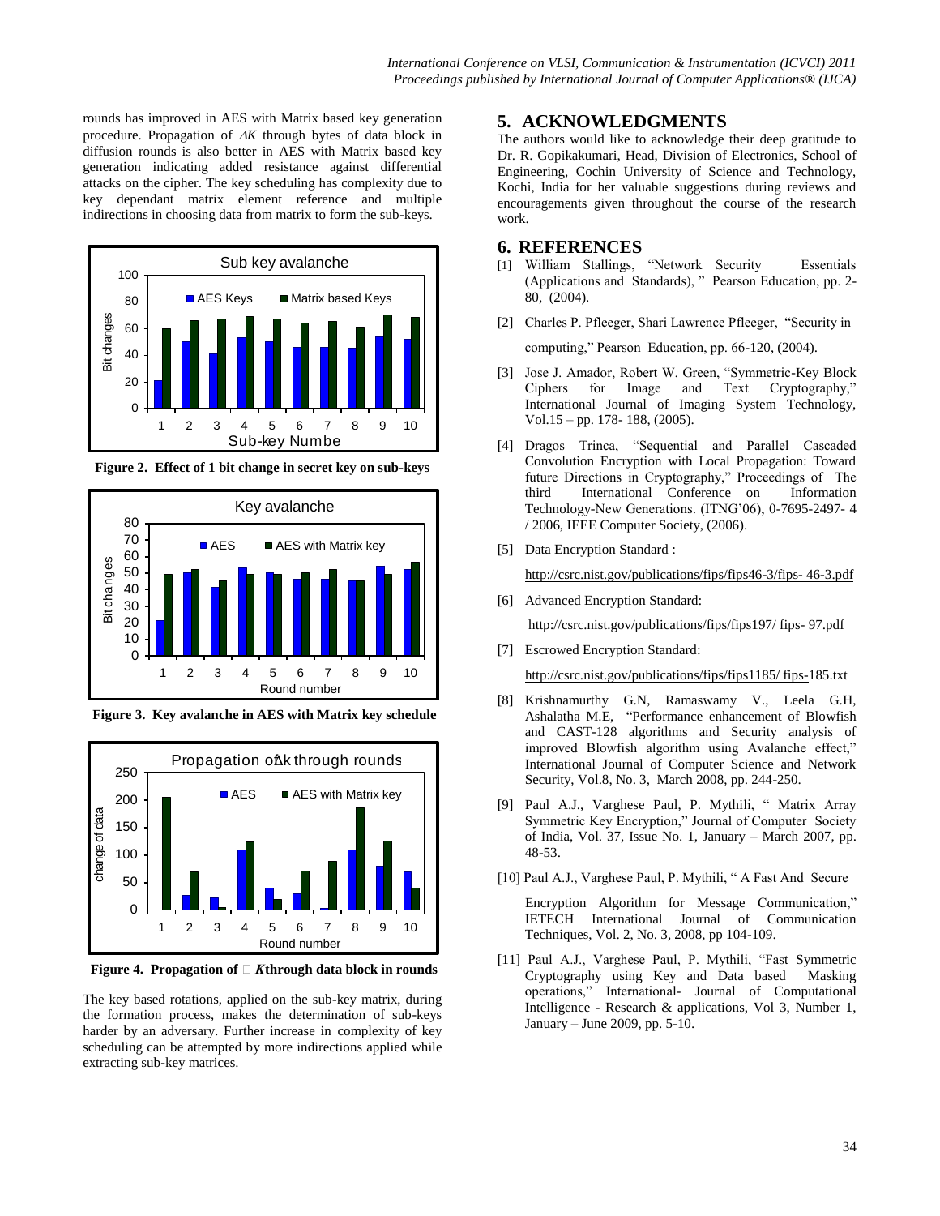rounds has improved in AES with Matrix based key generation procedure. Propagation of $\Delta K$ through bytes of data block in diffusion rounds is also better in AES with Matrix based key generation indicating added resistance against differential attacks on the cipher. The key scheduling has complexity due to key dependant matrix element reference and multiple indirections in choosing data from matrix to form the sub-keys.

Sub key avalanche

AES Keys | Matrix based Keys

Bit changes

100, 80, 60, 40, 20, 0

1 2 3 4 5 6 7 8 9 10

Sub-key Numbe

**Figure 2. Effect of 1 bit change in secret key on sub-keys**

Key avalanche

AES | AES with Matrix key

Bit changes

80, 70, 60, 50, 40, 30, 20, 10, 0

1 2 3 4 5 6 7 8 9 10

Round number

**Figure 3. Key avalanche in AES with Matrix key schedule**

Propagation of Δk through rounds

AES | AES with Matrix key

change of data

250, 200, 150, 100, 50, 0

1 2 3 4 5 6 7 8 9 10

Round number

**Figure 4. Propagation of $\Delta K$ through data block in rounds**

The key based rotations, applied on the sub-key matrix, during the formation process, makes the determination of sub-keys harder by an adversary. Further increase in complexity of key scheduling can be attempted by more indirections applied while extracting sub-key matrices.

## 5. ACKNOWLEDGMENTS

The authors would like to acknowledge their deep gratitude to Dr. R. Gopikakumari, Head, Division of Electronics, School of Engineering, Cochin University of Science and Technology, Kochi, India for her valuable suggestions during reviews and encouragements given throughout the course of the research work.

## 6. REFERENCES

[1] William Stallings, "Network Security Essentials (Applications and Standards), " Pearson Education, pp. 2-80, (2004).

[2] Charles P. Pfleeger, Shari Lawrence Pfleeger, "Security in computing," Pearson Education, pp. 66-120, (2004).

[3] Jose J. Amador, Robert W. Green, "Symmetric-Key Block Ciphers for Image and Text Cryptography," International Journal of Imaging System Technology, Vol.15 – pp. 178- 188, (2005).

[4] Dragos Trinca, "Sequential and Parallel Cascaded Convolution Encryption with Local Propagation: Toward future Directions in Cryptography," Proceedings of The third International Conference on Information Technology-New Generations. (ITNG'06), 0-7695-2497- 4 / 2006, IEEE Computer Society, (2006).

[5] Data Encryption Standard :

http://csrc.nist.gov/publications/fips/fips46-3/fips- 46-3.pdf

[6] Advanced Encryption Standard:

http://csrc.nist.gov/publications/fips/fips197/ fips- 97.pdf

[7] Escrowed Encryption Standard:

http://csrc.nist.gov/publications/fips/fips1185/ fips-185.txt

[8] Krishnamurthy G.N, Ramaswamy V., Leela G.H, Ashalatha M.E, "Performance enhancement of Blowfish and CAST-128 algorithms and Security analysis of improved Blowfish algorithm using Avalanche effect," International Journal of Computer Science and Network Security, Vol.8, No. 3, March 2008, pp. 244-250.

[9] Paul A.J., Varghese Paul, P. Mythili, " Matrix Array Symmetric Key Encryption," Journal of Computer Society of India, Vol. 37, Issue No. 1, January – March 2007, pp. 48-53.

[10] Paul A.J., Varghese Paul, P. Mythili, " A Fast And Secure Encryption Algorithm for Message Communication," IETECH International Journal of Communication Techniques, Vol. 2, No. 3, 2008, pp 104-109.

[11] Paul A.J., Varghese Paul, P. Mythili, "Fast Symmetric Cryptography using Key and Data based Masking operations," International- Journal of Computational Intelligence - Research & applications, Vol 3, Number 1, January – June 2009, pp. 5-10.